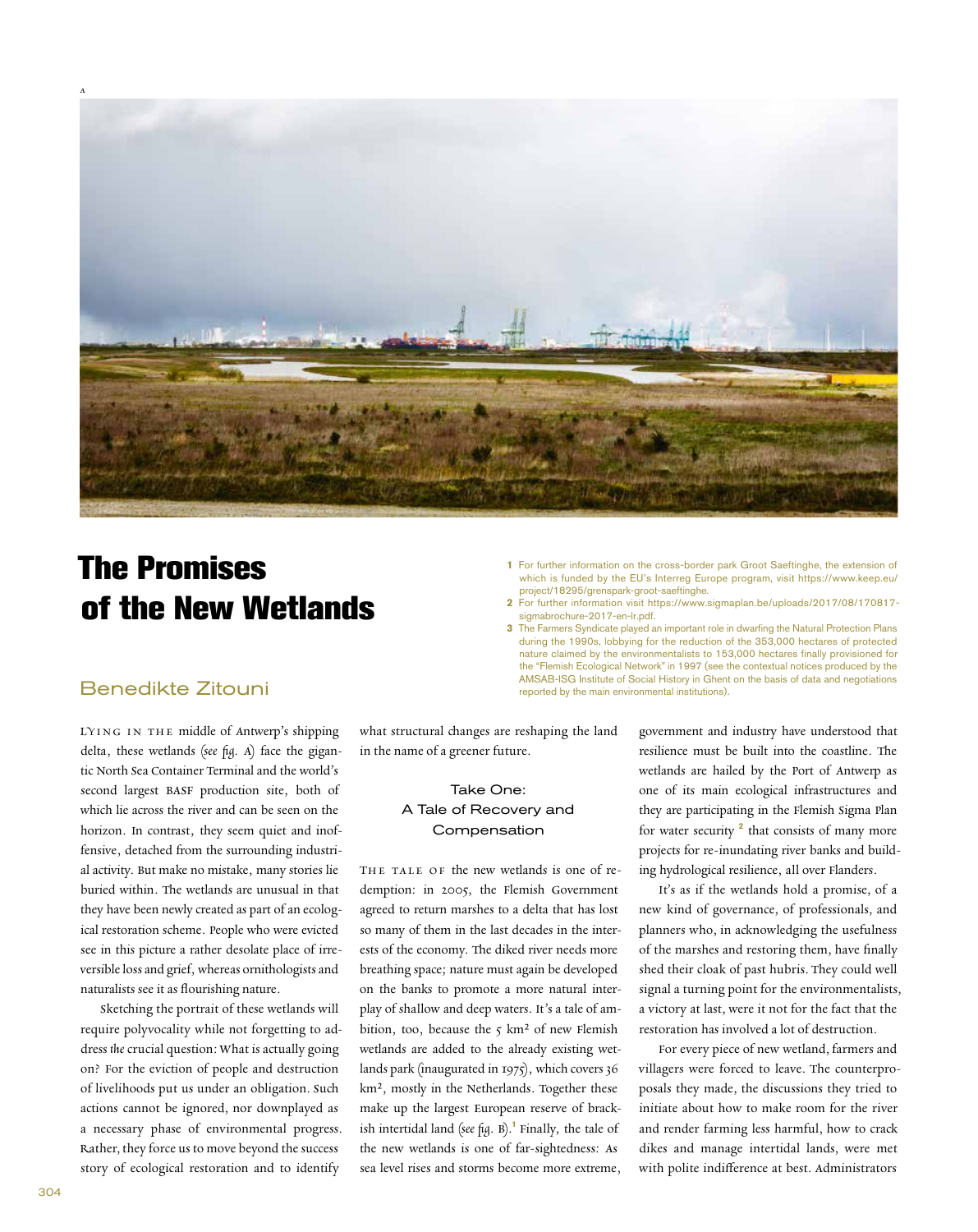# The Promises of the New Wetlands

## Benedikte Zitouni

LYING IN THE middle of Antwerp's shipping delta, these wetlands (*see fig. A*) face the gigantic North Sea Container Terminal and the world's second largest BASF production site, both of which lie across the river and can be seen on the horizon. In contrast, they seem quiet and inoffensive, detached from the surrounding industrial activity. But make no mistake, many stories lie buried within. The wetlands are unusual in that they have been newly created as part of an ecological restoration scheme. People who were evicted see in this picture a rather desolate place of irreversible loss and grief, whereas ornithologists and naturalists see it as flourishing nature.

Sketching the portrait of these wetlands will require polyvocality while not forgetting to address *the* crucial question: What is actually going on? For the eviction of people and destruction of livelihoods put us under an obligation. Such actions cannot be ignored, nor downplayed as a necessary phase of environmental progress. Rather, they force us to move beyond the success story of ecological restoration and to identify what structural changes are reshaping the land in the name of a greener future.

### Take One: A Tale of Recovery and Compensation

THE TALE OF the new wetlands is one of redemption: in 2005, the Flemish Government agreed to return marshes to a delta that has lost so many of them in the last decades in the interests of the economy. The diked river needs more breathing space; nature must again be developed on the banks to promote a more natural interplay of shallow and deep waters. It's a tale of ambition, too, because the 5 km² of new Flemish wetlands are added to the already existing wetlands park (inaugurated in 1975), which covers 36 km², mostly in the Netherlands. Together these make up the largest European reserve of brackish intertidal land (*see fig. B*).[1] Finally, the tale of the new wetlands is one of far-sightedness: As sea level rises and storms become more extreme, government and industry have understood that resilience must be built into the coastline. The wetlands are hailed by the Port of Antwerp as one of its main ecological infrastructures and they are participating in the Flemish Sigma Plan for water security [2] that consists of many more projects for re-inundating river banks and building hydrological resilience, all over Flanders.

It's as if the wetlands hold a promise, of a new kind of governance, of professionals, and planners who, in acknowledging the usefulness of the marshes and restoring them, have finally shed their cloak of past hubris. They could well signal a turning point for the environmentalists, a victory at last, were it not for the fact that the restoration has involved a lot of destruction.

For every piece of new wetland, farmers and villagers were forced to leave. The counterproposals they made, the discussions they tried to initiate about how to make room for the river and render farming less harmful, how to crack dikes and manage intertidal lands, were met with polite indifference at best. Administrators

---

1 For further information on the cross-border park Groot Saeftinghe, the extension of which is funded by the EU's Interreg Europe program, visit https://www.keep.eu/project/18295/grenspark-groot-saeftinghe.

2 For further information visit https://www.sigmaplan.be/uploads/2017/08/170817-sigmabrochure-2017-en-lr.pdf.

3 The Farmers Syndicate played an important role in dwarfing the Natural Protection Plans during the 1990s, lobbying for the reduction of the 353,000 hectares of protected nature claimed by the environmentalists to 153,000 hectares finally provisioned for the "Flemish Ecological Network" in 1997 (see the contextual notices produced by the AMSAB-ISG Institute of Social History in Ghent on the basis of data and negotiations reported by the main environmental institutions).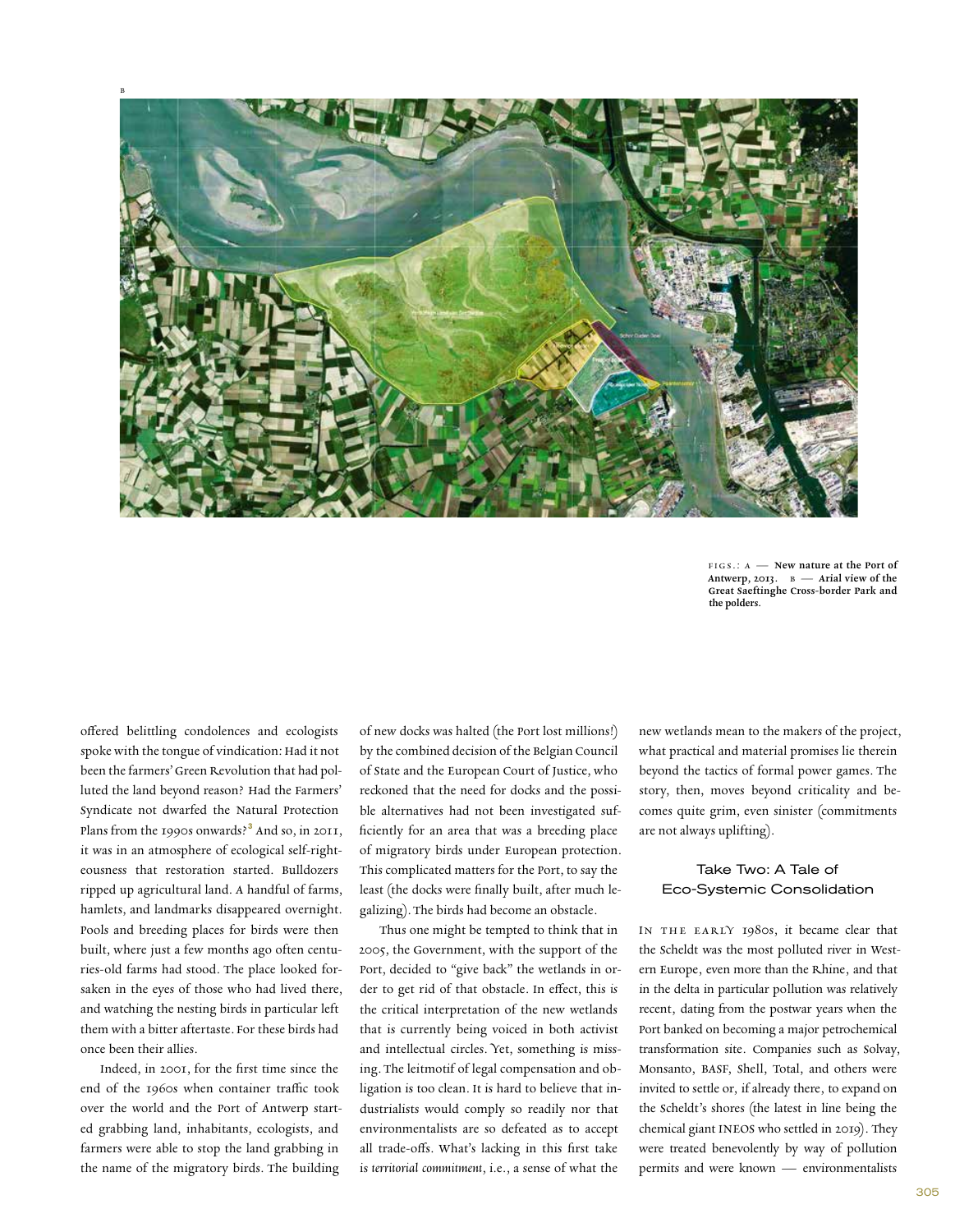B

FIGS.: A — **New nature at the Port of Antwerp, 2013.** B — **Arial view of the Great Saeftinghe Cross-border Park and the polders.**

offered belittling condolences and ecologists spoke with the tongue of vindication: Had it not been the farmers' Green Revolution that had polluted the land beyond reason? Had the Farmers' Syndicate not dwarfed the Natural Protection Plans from the 1990s onwards?[3] And so, in 2011, it was in an atmosphere of ecological self-righteousness that restoration started. Bulldozers ripped up agricultural land. A handful of farms, hamlets, and landmarks disappeared overnight. Pools and breeding places for birds were then built, where just a few months ago often centuries-old farms had stood. The place looked forsaken in the eyes of those who had lived there, and watching the nesting birds in particular left them with a bitter aftertaste. For these birds had once been their allies.

Indeed, in 2001, for the first time since the end of the 1960s when container traffic took over the world and the Port of Antwerp started grabbing land, inhabitants, ecologists, and farmers were able to stop the land grabbing in the name of the migratory birds. The building of new docks was halted (the Port lost millions!) by the combined decision of the Belgian Council of State and the European Court of Justice, who reckoned that the need for docks and the possible alternatives had not been investigated sufficiently for an area that was a breeding place of migratory birds under European protection. This complicated matters for the Port, to say the least (the docks were finally built, after much legalizing). The birds had become an obstacle.

Thus one might be tempted to think that in 2005, the Government, with the support of the Port, decided to "give back" the wetlands in order to get rid of that obstacle. In effect, this *is* the critical interpretation of the new wetlands that is currently being voiced in both activist and intellectual circles. Yet, something is missing. The leitmotif of legal compensation and obligation is too clean. It is hard to believe that industrialists would comply so readily nor that environmentalists are so defeated as to accept all trade-offs. What's lacking in this first take is *territorial commitment*, i.e., a sense of what the new wetlands mean to the makers of the project, what practical and material promises lie therein beyond the tactics of formal power games. The story, then, moves beyond criticality and becomes quite grim, even sinister (commitments are not always uplifting).

## Take Two: A Tale of Eco-Systemic Consolidation

IN THE EARLY 1980s, it became clear that the Scheldt was the most polluted river in Western Europe, even more than the Rhine, and that in the delta in particular pollution was relatively recent, dating from the postwar years when the Port banked on becoming a major petrochemical transformation site. Companies such as Solvay, Monsanto, BASF, Shell, Total, and others were invited to settle or, if already there, to expand on the Scheldt's shores (the latest in line being the chemical giant INEOS who settled in 2019). They were treated benevolently by way of pollution permits and were known — environmentalists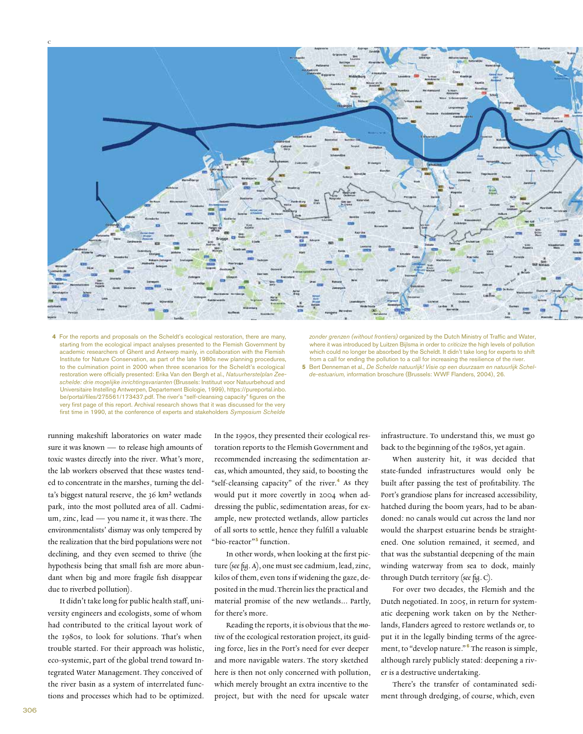C

4 For the reports and proposals on the Scheldt's ecological restoration, there are many, starting from the ecological impact analyses presented to the Flemish Government by academic researchers of Ghent and Antwerp mainly, in collaboration with the Flemish Institute for Nature Conservation, as part of the late 1980s new planning procedures, to the culmination point in 2000 when three scenarios for the Scheldt's ecological restoration were officially presented: Erika Van den Bergh et al., *Natuurherstelplan Zeeschelde: drie mogelijke inrichtingsvarianten* (Brussels: Instituut voor Natuurbehoud and Universitaire Instelling Antwerpen, Departement Biologie, 1999), https://pureportal.inbo.be/portal/files/275561/173437.pdf. The river's "self-cleansing capacity" figures on the very first page of this report. Archival research shows that it was discussed for the very first time in 1990, at the conference of experts and stakeholders *Symposium Schelde zonder grenzen (without frontiers)* organized by the Dutch Ministry of Traffic and Water, where it was introduced by Luitzen Bijlsma in order to *criticize* the high levels of pollution which could no longer be absorbed by the Scheldt. It didn't take long for experts to shift from a call for ending the pollution to a call for increasing the resilience of the river.

5 Bert Denneman et al., *De Schelde natuurlijk! Visie op een duurzaam en natuurlijk Schelde-estuarium*, information broschure (Brussels: WWF Flanders, 2004), 26.

running makeshift laboratories on water made sure it was known — to release high amounts of toxic wastes directly into the river. What's more, the lab workers observed that these wastes tended to concentrate in the marshes, turning the delta's biggest natural reserve, the 36 km² wetlands park, into the most polluted area of all. Cadmium, zinc, lead — you name it, it was there. The environmentalists' dismay was only tempered by the realization that the bird populations were not declining, and they even seemed to thrive (the hypothesis being that small fish are more abundant when big and more fragile fish disappear due to riverbed pollution).

It didn't take long for public health staff, university engineers and ecologists, some of whom had contributed to the critical layout work of the 1980s, to look for solutions. That's when trouble started. For their approach was holistic, eco-systemic, part of the global trend toward Integrated Water Management. They conceived of the river basin as a system of interrelated functions and processes which had to be optimized. In the 1990s, they presented their ecological restoration reports to the Flemish Government and recommended increasing the sedimentation areas, which amounted, they said, to boosting the "self-cleansing capacity" of the river.[4] As they would put it more covertly in 2004 when addressing the public, sedimentation areas, for example, new protected wetlands, allow particles of all sorts to settle, hence they fulfill a valuable "bio-reactor"[5] function.

In other words, when looking at the first picture (*see fig. A*), one must see cadmium, lead, zinc, kilos of them, even tons if widening the gaze, deposited in the mud. Therein lies the practical and material promise of the new wetlands... Partly, for there's more.

Reading the reports, it is obvious that the *motive* of the ecological restoration project, its guiding force, lies in the Port's need for ever deeper and more navigable waters. The story sketched here is then not only concerned with pollution, which merely brought an extra incentive to the project, but with the need for upscale water infrastructure. To understand this, we must go back to the beginning of the 1980s, yet again.

When austerity hit, it was decided that state-funded infrastructures would only be built after passing the test of profitability. The Port's grandiose plans for increased accessibility, hatched during the boom years, had to be abandoned: no canals would cut across the land nor would the sharpest estuarine bends be straightened. One solution remained, it seemed, and that was the substantial deepening of the main winding waterway from sea to dock, mainly through Dutch territory (*see fig. C*).

For over two decades, the Flemish and the Dutch negotiated. In 2005, in return for systematic deepening work taken on by the Netherlands, Flanders agreed to restore wetlands or, to put it in the legally binding terms of the agreement, to "develop nature."[6] The reason is simple, although rarely publicly stated: deepening a river is a destructive undertaking.

There's the transfer of contaminated sediment through dredging, of course, which, even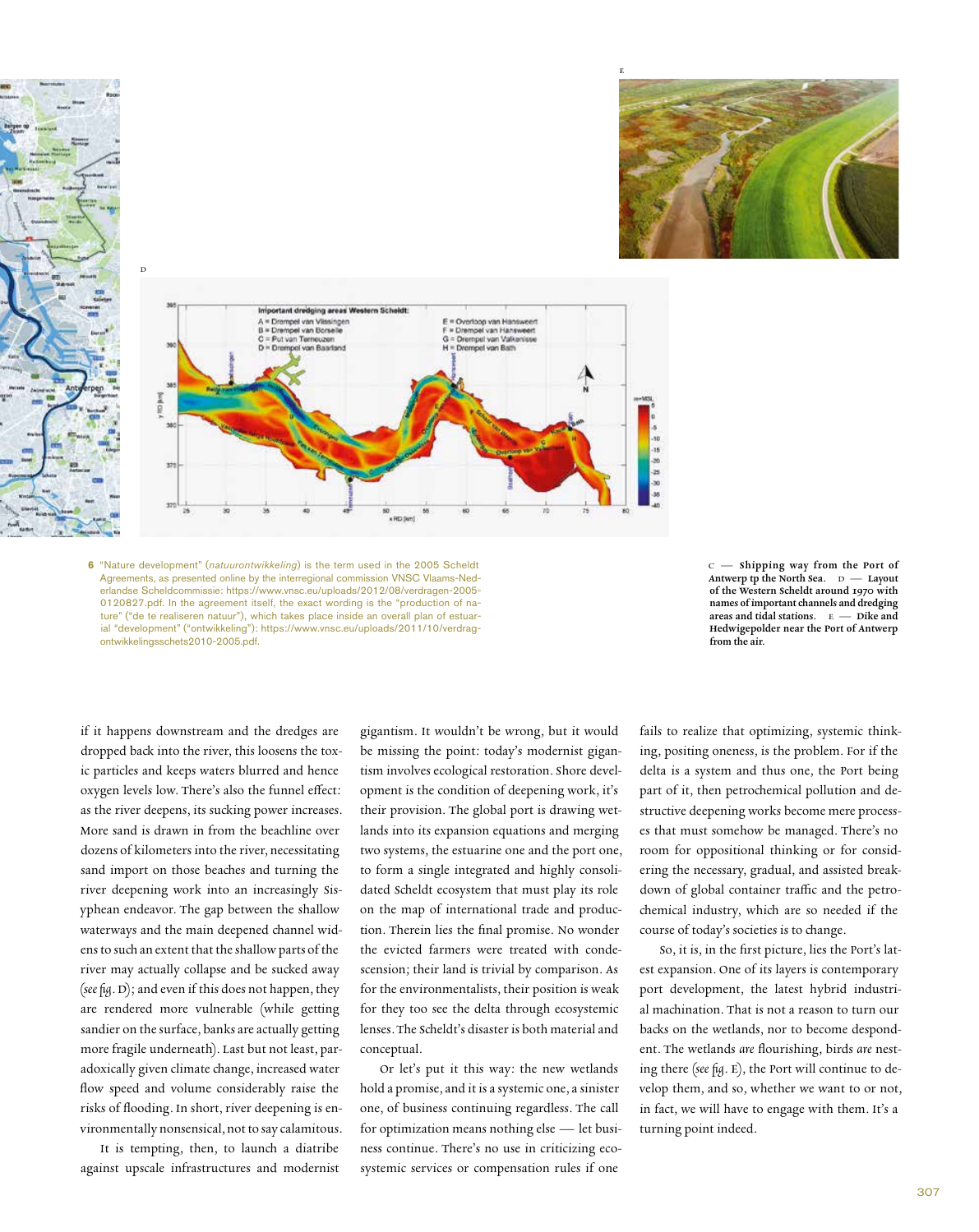E

D

Important dredging areas Western Scheldt:
A = Drempel van Vlissingen
B = Drempel van Borselle
C = Put van Terneuzen
D = Drempel van Baarland
E = Overloop van Hansweert
F = Drempel van Hansweert
G = Drempel van Valkenisse
H = Drempel van Bath

6 "Nature development" (*natuurontwikkeling*) is the term used in the 2005 Scheldt Agreements, as presented online by the interregional commission VNSC Vlaams-Nederlandse Scheldtcommissie: https://www.vnsc.eu/uploads/2012/08/verdragen-2005-0120827.pdf. In the agreement itself, the exact wording is the "production of nature" ("de te realiseren natuur"), which takes place inside an overall plan of estuarial "development" ("ontwikkeling"): https://www.vnsc.eu/uploads/2011/10/verdrag-ontwikkelingsschets2010-2005.pdf.

**C — Shipping way from the Port of Antwerp tp the North Sea. D — Layout of the Western Scheldt around 1970 with names of important channels and dredging areas and tidal stations. E — Dike and Hedwigepolder near the Port of Antwerp from the air.**

if it happens downstream and the dredges are dropped back into the river, this loosens the toxic particles and keeps waters blurred and hence oxygen levels low. There's also the funnel effect: as the river deepens, its sucking power increases. More sand is drawn in from the beachline over dozens of kilometers into the river, necessitating sand import on those beaches and turning the river deepening work into an increasingly Sisyphean endeavor. The gap between the shallow waterways and the main deepened channel widens to such an extent that the shallow parts of the river may actually collapse and be sucked away (*see fig.* D); and even if this does not happen, they are rendered more vulnerable (while getting sandier on the surface, banks are actually getting more fragile underneath). Last but not least, paradoxically given climate change, increased water flow speed and volume considerably raise the risks of flooding. In short, river deepening is environmentally nonsensical, not to say calamitous.

It is tempting, then, to launch a diatribe against upscale infrastructures and modernist gigantism. It wouldn't be wrong, but it would be missing the point: today's modernist gigantism involves ecological restoration. Shore development is the condition of deepening work, it's their provision. The global port is drawing wetlands into its expansion equations and merging two systems, the estuarine one and the port one, to form a single integrated and highly consolidated Scheldt ecosystem that must play its role on the map of international trade and production. Therein lies the final promise. No wonder the evicted farmers were treated with condescension; their land is trivial by comparison. As for the environmentalists, their position is weak for they too see the delta through ecosystemic lenses. The Scheldt's disaster is both material and conceptual.

Or let's put it this way: the new wetlands hold a promise, and it is a systemic one, a sinister one, of business continuing regardless. The call for optimization means nothing else — let business continue. There's no use in criticizing ecosystemic services or compensation rules if one fails to realize that optimizing, systemic thinking, positing oneness, is the problem. For if the delta is a system and thus one, the Port being part of it, then petrochemical pollution and destructive deepening works become mere processes that must somehow be managed. There's no room for oppositional thinking or for considering the necessary, gradual, and assisted breakdown of global container traffic and the petrochemical industry, which are so needed if the course of today's societies is to change.

So, it is, in the first picture, lies the Port's latest expansion. One of its layers is contemporary port development, the latest hybrid industrial machination. That is not a reason to turn our backs on the wetlands, nor to become despondent. The wetlands *are* flourishing, birds *are* nesting there (*see fig.* E), the Port will continue to develop them, and so, whether we want to or not, in fact, we will have to engage with them. It's a turning point indeed.